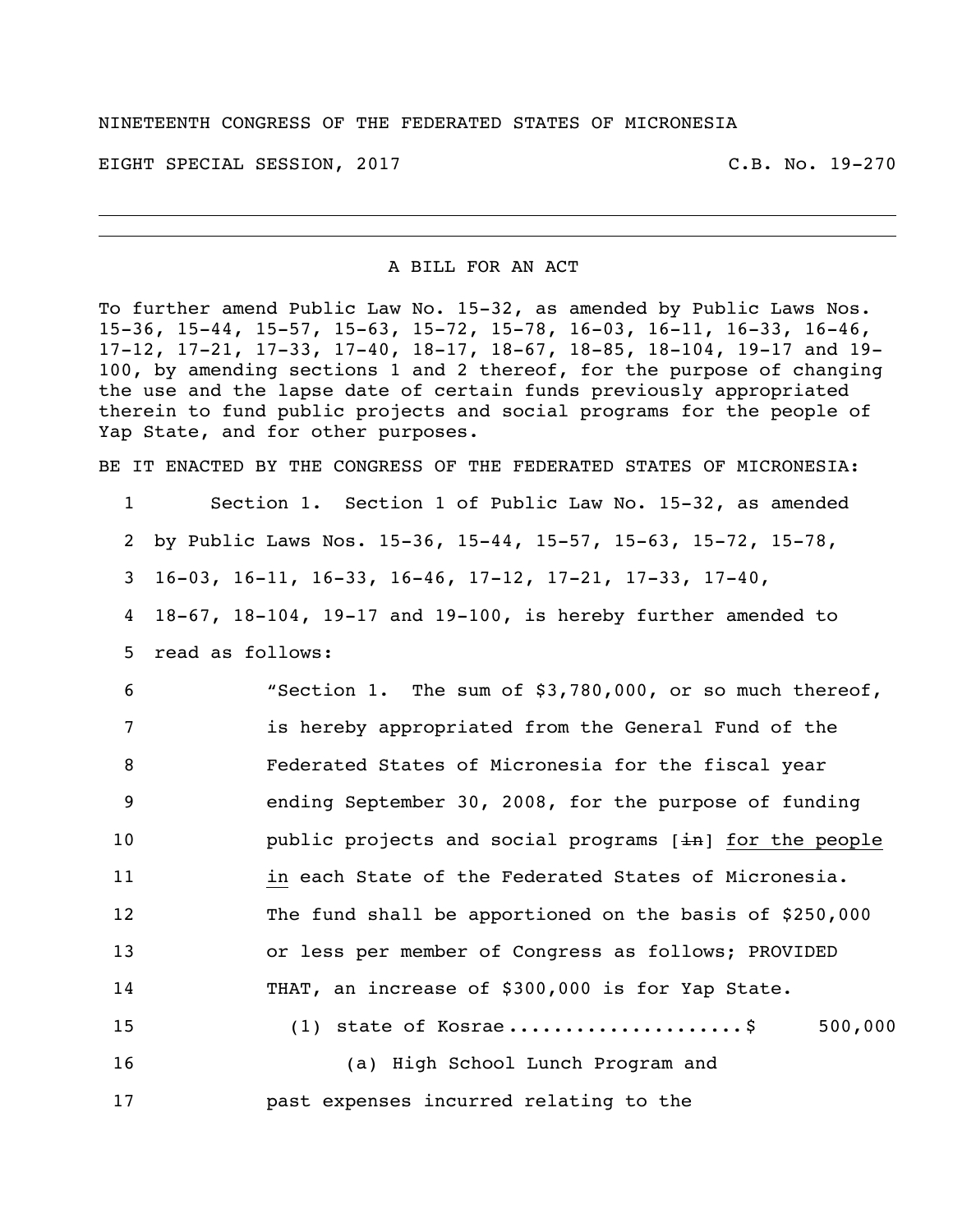NINETEENTH CONGRESS OF THE FEDERATED STATES OF MICRONESIA

EIGHT SPECIAL SESSION, 2017 C.B. No. 19-270

---

A BILL FOR AN ACT

To further amend Public Law No. 15-32, as amended by Public Laws Nos. 15-36, 15-44, 15-57, 15-63, 15-72, 15-78, 16-03, 16-11, 16-33, 16-46, 17-12, 17-21, 17-33, 17-40, 18-17, 18-67, 18-85, 18-104, 19-17 and 19-100, by amending sections 1 and 2 thereof, for the purpose of changing the use and the lapse date of certain funds previously appropriated therein to fund public projects and social programs for the people of Yap State, and for other purposes.

BE IT ENACTED BY THE CONGRESS OF THE FEDERATED STATES OF MICRONESIA:

1 Section 1. Section 1 of Public Law No. 15-32, as amended
2 by Public Laws Nos. 15-36, 15-44, 15-57, 15-63, 15-72, 15-78,
3 16-03, 16-11, 16-33, 16-46, 17-12, 17-21, 17-33, 17-40,
4 18-67, 18-104, 19-17 and 19-100, is hereby further amended to
5 read as follows:

6 "Section 1. The sum of $3,780,000, or so much thereof,
7 is hereby appropriated from the General Fund of the
8 Federated States of Micronesia for the fiscal year
9 ending September 30, 2008, for the purpose of funding
10 public projects and social programs [~~in~~] <u>for the people</u>
11 <u>in</u> each State of the Federated States of Micronesia.
12 The fund shall be apportioned on the basis of $250,000
13 or less per member of Congress as follows; PROVIDED
14 THAT, an increase of $300,000 is for Yap State.

15 (1) state of Kosrae....................$ 500,000
16 (a) High School Lunch Program and
17 past expenses incurred relating to the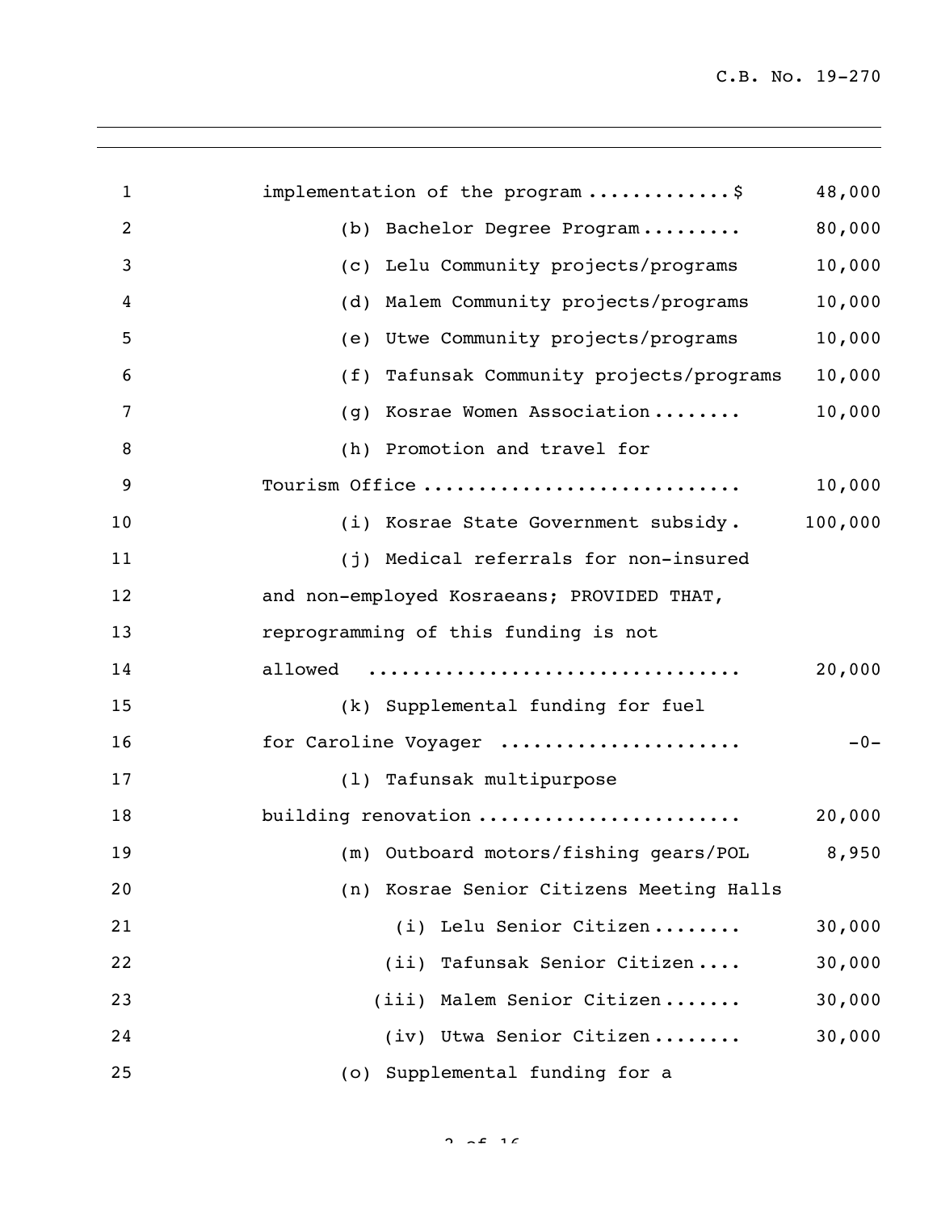implementation of the program ............$ 48,000

(b) Bachelor Degree Program......... 80,000

(c) Lelu Community projects/programs 10,000

(d) Malem Community projects/programs 10,000

(e) Utwe Community projects/programs 10,000

(f) Tafunsak Community projects/programs 10,000

(g) Kosrae Women Association........ 10,000

(h) Promotion and travel for Tourism Office ............................ 10,000

(i) Kosrae State Government subsidy. 100,000

(j) Medical referrals for non-insured and non-employed Kosraeans; PROVIDED THAT, reprogramming of this funding is not allowed ................................ 20,000

(k) Supplemental funding for fuel for Caroline Voyager ..................... -0-

(l) Tafunsak multipurpose building renovation ....................... 20,000

(m) Outboard motors/fishing gears/POL 8,950

(n) Kosrae Senior Citizens Meeting Halls

(i) Lelu Senior Citizen........ 30,000

(ii) Tafunsak Senior Citizen.... 30,000

(iii) Malem Senior Citizen....... 30,000

(iv) Utwa Senior Citizen........ 30,000

(o) Supplemental funding for a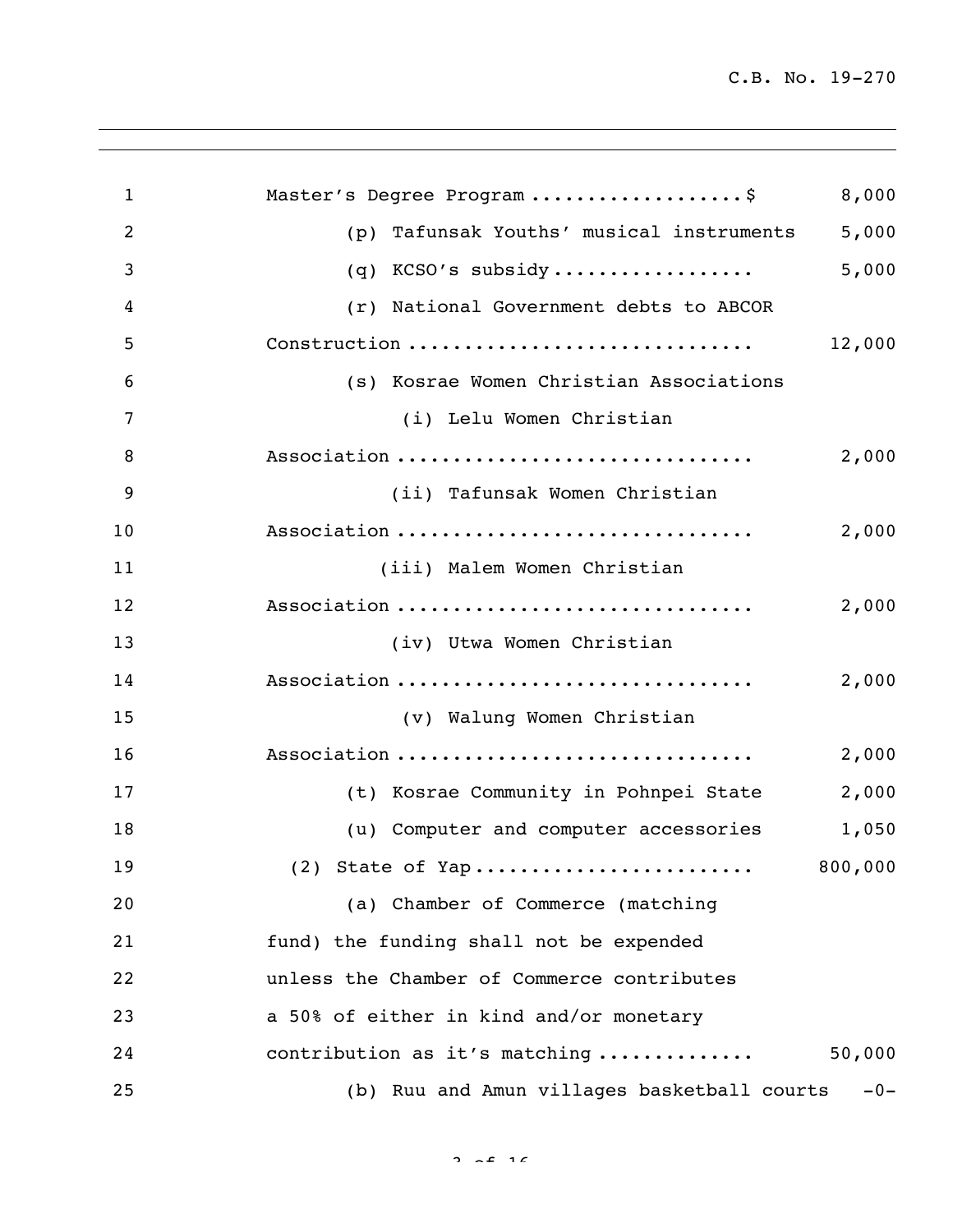Master's Degree Program ...................$ 8,000

(p) Tafunsak Youths' musical instruments 5,000

(q) KCSO's subsidy .................. 5,000

(r) National Government debts to ABCOR Construction .............................. 12,000

(s) Kosrae Women Christian Associations

(i) Lelu Women Christian Association ............................... 2,000

(ii) Tafunsak Women Christian Association ............................... 2,000

(iii) Malem Women Christian Association ............................... 2,000

(iv) Utwa Women Christian Association ............................... 2,000

(v) Walung Women Christian Association ............................... 2,000

(t) Kosrae Community in Pohnpei State 2,000

(u) Computer and computer accessories 1,050

(2) State of Yap........................ 800,000

(a) Chamber of Commerce (matching fund) the funding shall not be expended unless the Chamber of Commerce contributes a 50% of either in kind and/or monetary contribution as it's matching ............. 50,000

(b) Ruu and Amun villages basketball courts -0-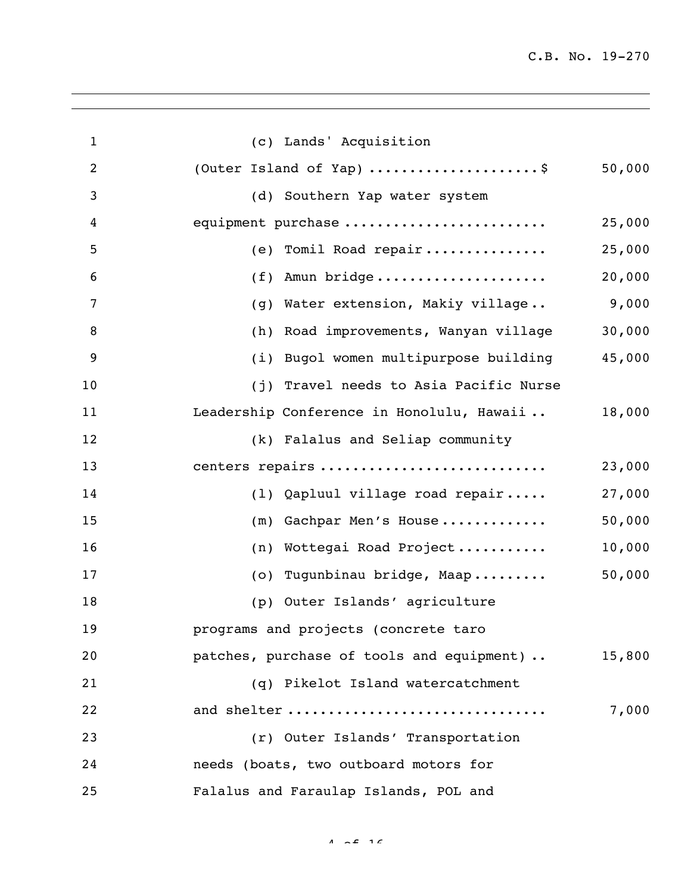(c) Lands' Acquisition (Outer Island of Yap) ....................$ 50,000

(d) Southern Yap water system equipment purchase ........................ 25,000

(e) Tomil Road repair.............. 25,000

(f) Amun bridge.................... 20,000

(g) Water extension, Makiy village.. 9,000

(h) Road improvements, Wanyan village 30,000

(i) Bugol women multipurpose building 45,000

(j) Travel needs to Asia Pacific Nurse Leadership Conference in Honolulu, Hawaii .. 18,000

(k) Falalus and Seliap community centers repairs .......................... 23,000

(l) Qapluul village road repair..... 27,000

(m) Gachpar Men's House............ 50,000

(n) Wottegai Road Project........... 10,000

(o) Tugunbinau bridge, Maap......... 50,000

(p) Outer Islands' agriculture programs and projects (concrete taro patches, purchase of tools and equipment) .. 15,800

(q) Pikelot Island watercatchment and shelter .............................. 7,000

(r) Outer Islands' Transportation needs (boats, two outboard motors for Falalus and Faraulap Islands, POL and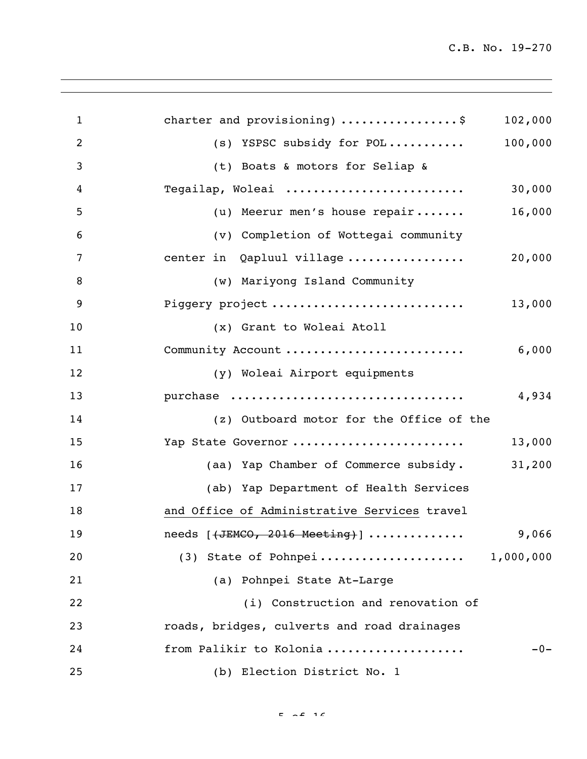charter and provisioning) .................$ 102,000

(s) YSPSC subsidy for POL........... 100,000

(t) Boats & motors for Seliap & Tegailap, Woleai .......................... 30,000

(u) Meerur men's house repair....... 16,000

(v) Completion of Wottegai community center in Qapluul village ................. 20,000

(w) Mariyong Island Community Piggery project ........................... 13,000

(x) Grant to Woleai Atoll Community Account .......................... 6,000

(y) Woleai Airport equipments purchase ................................. 4,934

(z) Outboard motor for the Office of the Yap State Governor ........................ 13,000

(aa) Yap Chamber of Commerce subsidy. 31,200

(ab) Yap Department of Health Services <u>and Office of Administrative Services</u> travel needs [~~(JEMCO, 2016 Meeting)~~] ............. 9,066

(3) State of Pohnpei..................... 1,000,000

(a) Pohnpei State At-Large

(i) Construction and renovation of roads, bridges, culverts and road drainages from Palikir to Kolonia ................... -0-

(b) Election District No. 1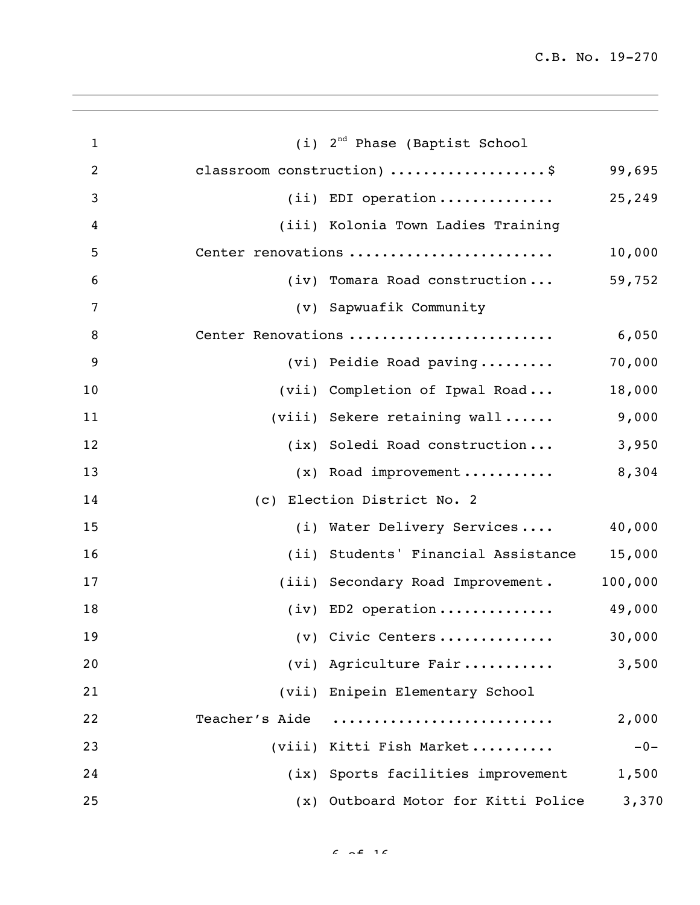(i) 2nd Phase (Baptist School classroom construction) .................. $ 99,695

(ii) EDI operation ............. 25,249

(iii) Kolonia Town Ladies Training Center renovations ........................ 10,000

(iv) Tomara Road construction ... 59,752

(v) Sapwuafik Community Center Renovations ........................ 6,050

(vi) Peidie Road paving ......... 70,000

(vii) Completion of Ipwal Road ... 18,000

(viii) Sekere retaining wall ...... 9,000

(ix) Soledi Road construction ... 3,950

(x) Road improvement ........... 8,304

(c) Election District No. 2

(i) Water Delivery Services .... 40,000

(ii) Students' Financial Assistance 15,000

(iii) Secondary Road Improvement . 100,000

(iv) ED2 operation ............. 49,000

(v) Civic Centers ............. 30,000

(vi) Agriculture Fair ........... 3,500

(vii) Enipein Elementary School Teacher's Aide ......................... 2,000

(viii) Kitti Fish Market .......... -0-

(ix) Sports facilities improvement 1,500

(x) Outboard Motor for Kitti Police 3,370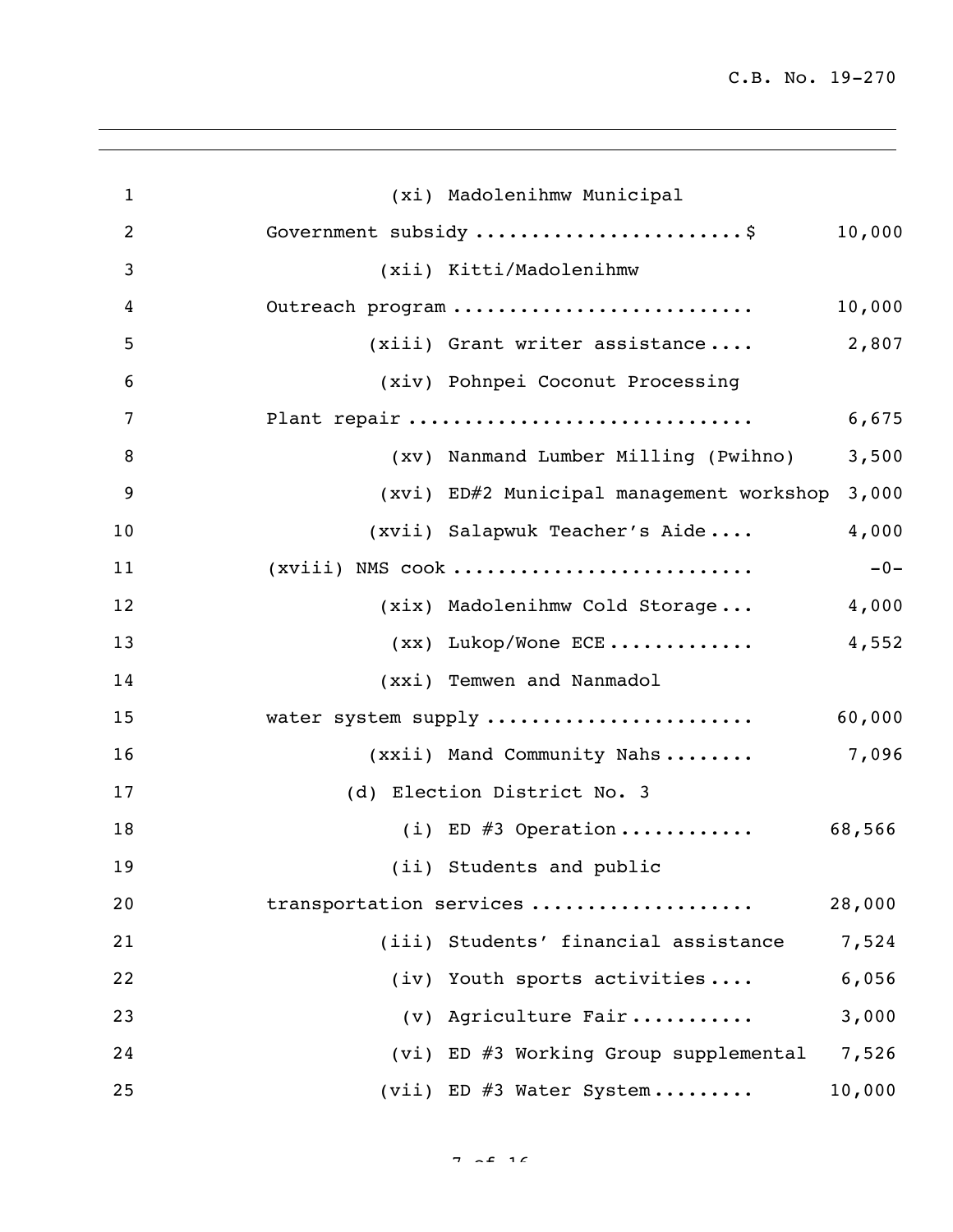(xi) Madolenihmw Municipal Government subsidy ....................... $ 10,000

(xii) Kitti/Madolenihmw Outreach program .......................... 10,000

(xiii) Grant writer assistance .... 2,807

(xiv) Pohnpei Coconut Processing Plant repair ............................. 6,675

(xv) Nanmand Lumber Milling (Pwihno) 3,500

(xvi) ED#2 Municipal management workshop 3,000

(xvii) Salapwuk Teacher's Aide .... 4,000

(xviii) NMS cook .......................... -0-

(xix) Madolenihmw Cold Storage ... 4,000

(xx) Lukop/Wone ECE ............. 4,552

(xxi) Temwen and Nanmadol water system supply ....................... 60,000

(xxii) Mand Community Nahs ........ 7,096

(d) Election District No. 3

(i) ED #3 Operation ............ 68,566

(ii) Students and public transportation services ................... 28,000

(iii) Students' financial assistance 7,524

(iv) Youth sports activities .... 6,056

(v) Agriculture Fair ........... 3,000

(vi) ED #3 Working Group supplemental 7,526

(vii) ED #3 Water System ......... 10,000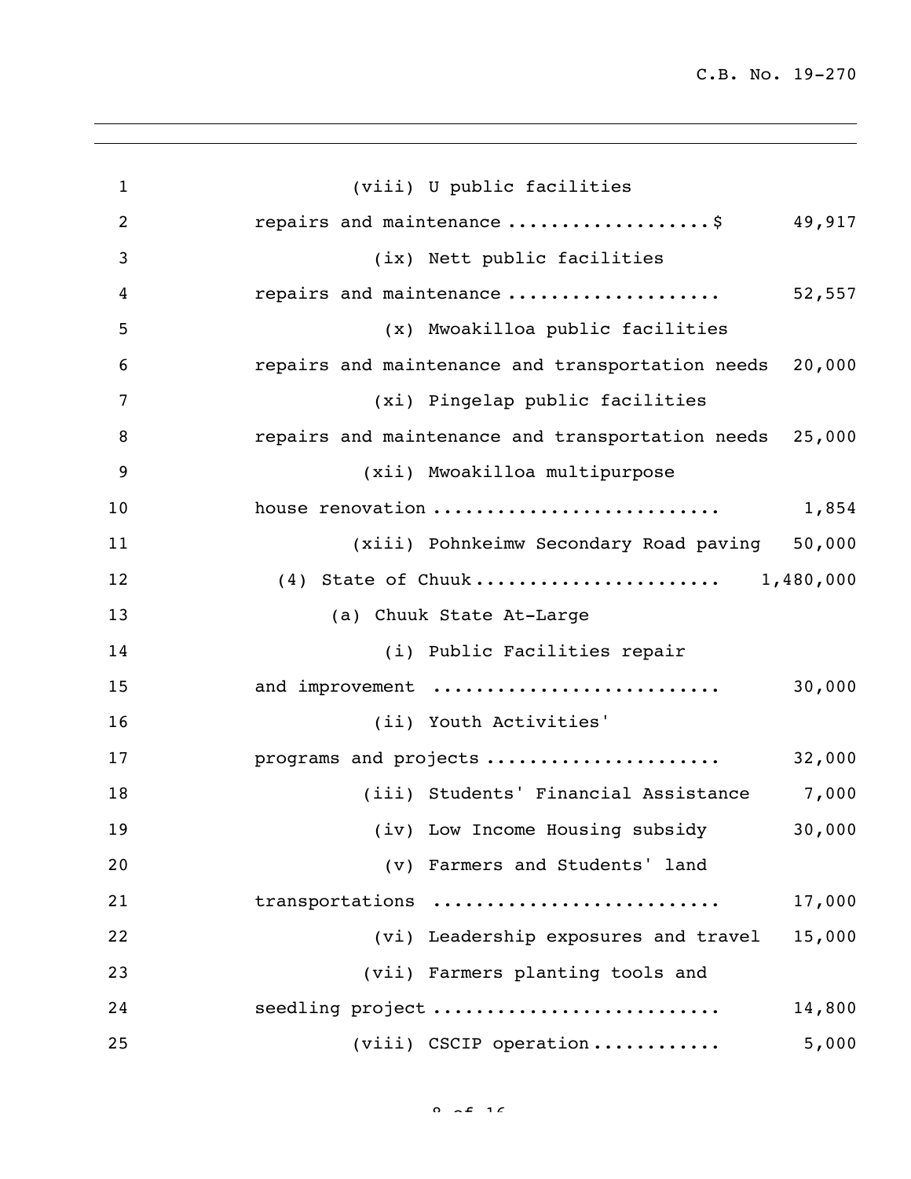(viii) U public facilities repairs and maintenance ..................$ 49,917

(ix) Nett public facilities repairs and maintenance .................... 52,557

(x) Mwoakilloa public facilities repairs and maintenance and transportation needs 20,000

(xi) Pingelap public facilities repairs and maintenance and transportation needs 25,000

(xii) Mwoakilloa multipurpose house renovation .......................... 1,854

(xiii) Pohnkeimw Secondary Road paving 50,000

(4) State of Chuuk...................... 1,480,000

(a) Chuuk State At-Large

(i) Public Facilities repair and improvement .......................... 30,000

(ii) Youth Activities' programs and projects ..................... 32,000

(iii) Students' Financial Assistance 7,000

(iv) Low Income Housing subsidy 30,000

(v) Farmers and Students' land transportations .......................... 17,000

(vi) Leadership exposures and travel 15,000

(vii) Farmers planting tools and seedling project .......................... 14,800

(viii) CSCIP operation........... 5,000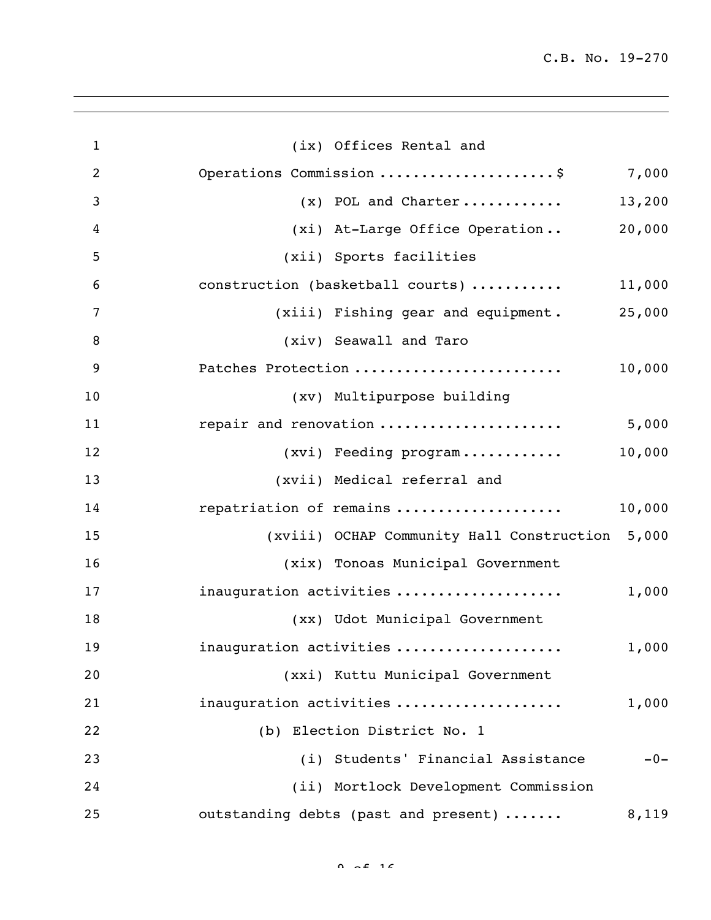(ix) Offices Rental and Operations Commission ....................$ 7,000

(x) POL and Charter ........... 13,200

(xi) At-Large Office Operation .. 20,000

(xii) Sports facilities construction (basketball courts) .......... 11,000

(xiii) Fishing gear and equipment . 25,000

(xiv) Seawall and Taro Patches Protection ........................ 10,000

(xv) Multipurpose building repair and renovation ..................... 5,000

(xvi) Feeding program ........... 10,000

(xvii) Medical referral and repatriation of remains .................. 10,000

(xviii) OCHAP Community Hall Construction 5,000

(xix) Tonoas Municipal Government inauguration activities .................. 1,000

(xx) Udot Municipal Government inauguration activities .................. 1,000

(xxi) Kuttu Municipal Government inauguration activities .................. 1,000

(b) Election District No. 1

(i) Students' Financial Assistance -0-

(ii) Mortlock Development Commission outstanding debts (past and present) ....... 8,119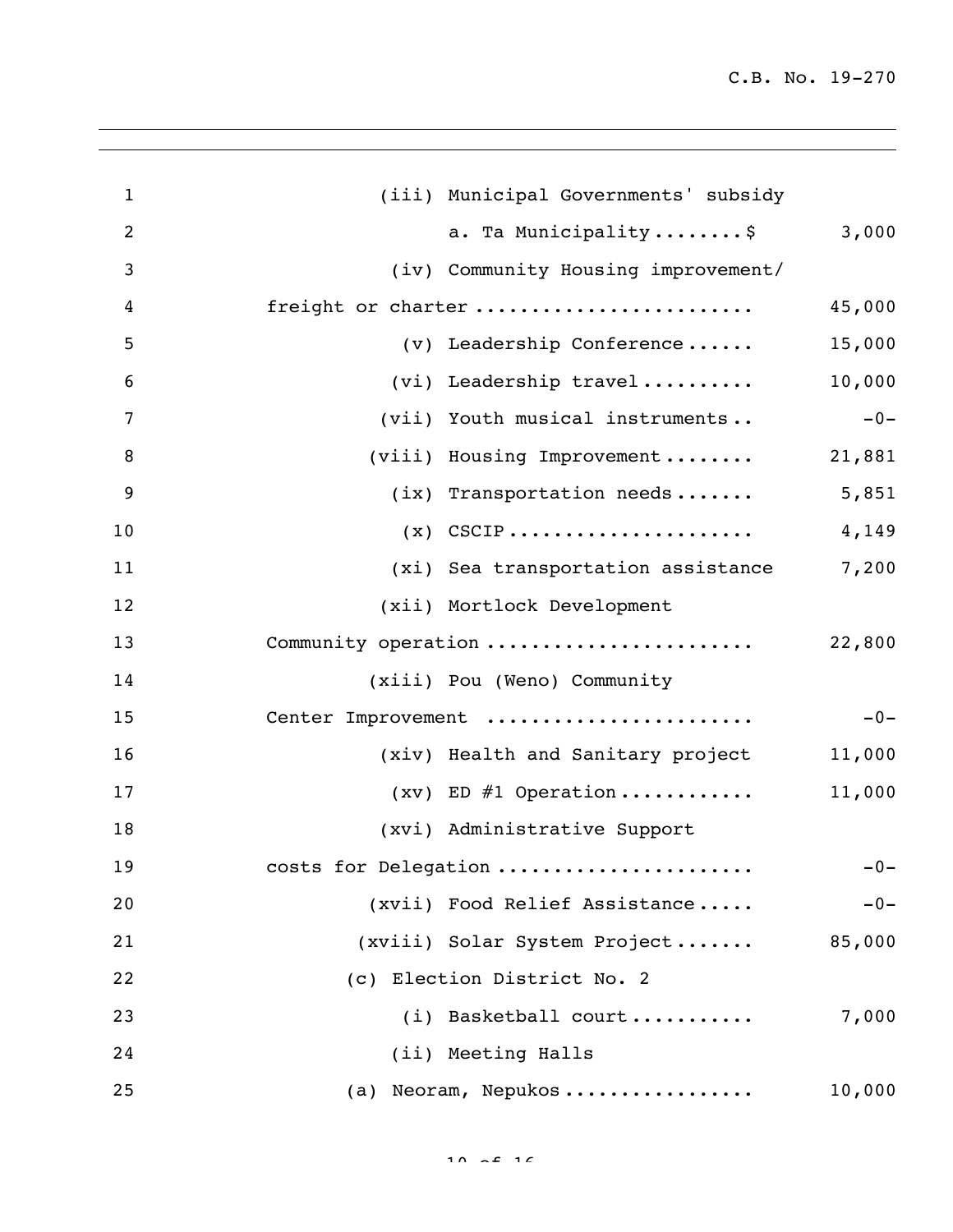(iii) Municipal Governments' subsidy

a. Ta Municipality........$ 3,000

(iv) Community Housing improvement/ freight or charter ........................ 45,000

(v) Leadership Conference...... 15,000

(vi) Leadership travel.......... 10,000

(vii) Youth musical instruments.. -0-

(viii) Housing Improvement........ 21,881

(ix) Transportation needs....... 5,851

(x) CSCIP..................... 4,149

(xi) Sea transportation assistance 7,200

(xii) Mortlock Development Community operation ....................... 22,800

(xiii) Pou (Weno) Community Center Improvement ....................... -0-

(xiv) Health and Sanitary project 11,000

(xv) ED #1 Operation............ 11,000

(xvi) Administrative Support costs for Delegation ...................... -0-

(xvii) Food Relief Assistance..... -0-

(xviii) Solar System Project....... 85,000

(c) Election District No. 2

(i) Basketball court........... 7,000

(ii) Meeting Halls

(a) Neoram, Nepukos................ 10,000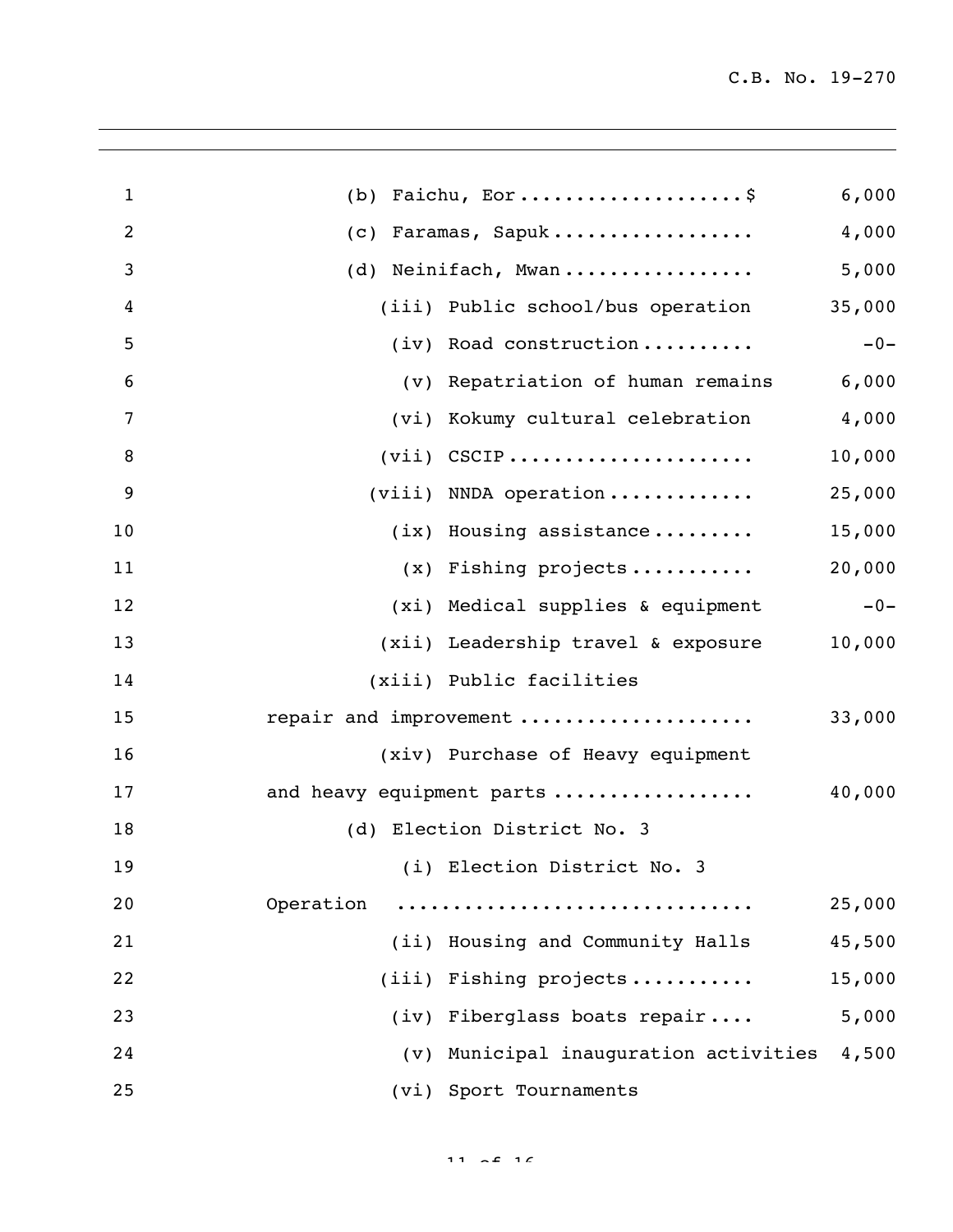(b) Faichu, Eor....................$ 6,000

(c) Faramas, Sapuk.................. 4,000

(d) Neinifach, Mwan................. 5,000

(iii) Public school/bus operation 35,000

(iv) Road construction.......... -0-

(v) Repatriation of human remains 6,000

(vi) Kokumy cultural celebration 4,000

(vii) CSCIP...................... 10,000

(viii) NNDA operation............. 25,000

(ix) Housing assistance......... 15,000

(x) Fishing projects........... 20,000

(xi) Medical supplies & equipment -0-

(xii) Leadership travel & exposure 10,000

(xiii) Public facilities repair and improvement.................... 33,000

(xiv) Purchase of Heavy equipment and heavy equipment parts................. 40,000

(d) Election District No. 3

(i) Election District No. 3 Operation .............................. 25,000

(ii) Housing and Community Halls 45,500

(iii) Fishing projects........... 15,000

(iv) Fiberglass boats repair.... 5,000

(v) Municipal inauguration activities 4,500

(vi) Sport Tournaments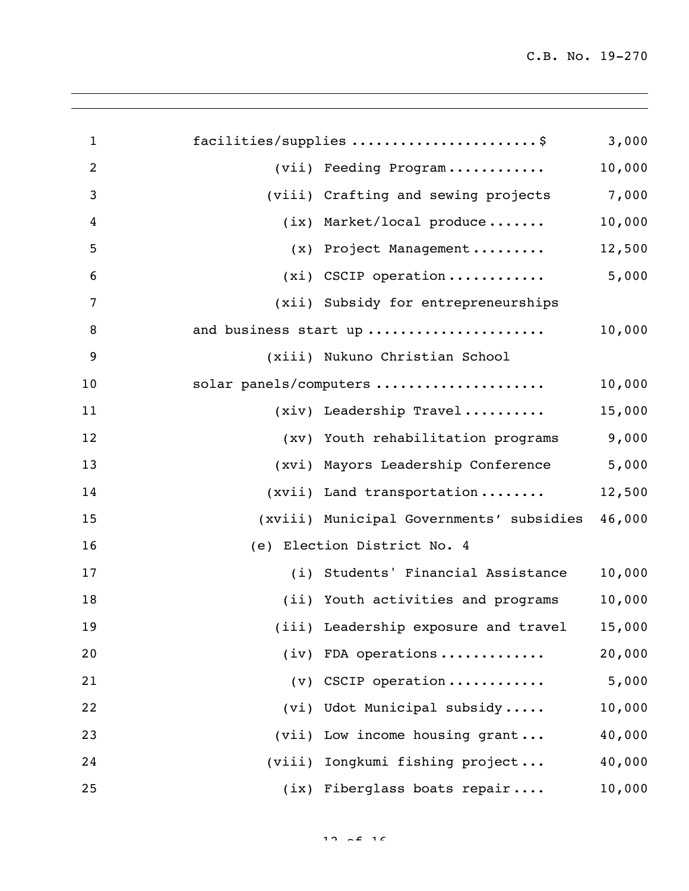facilities/supplies ......................$ 3,000

(vii) Feeding Program ............ 10,000

(viii) Crafting and sewing projects 7,000

(ix) Market/local produce ....... 10,000

(x) Project Management ......... 12,500

(xi) CSCIP operation ............ 5,000

(xii) Subsidy for entrepreneurships and business start up ..................... 10,000

(xiii) Nukuno Christian School solar panels/computers .................... 10,000

(xiv) Leadership Travel .......... 15,000

(xv) Youth rehabilitation programs 9,000

(xvi) Mayors Leadership Conference 5,000

(xvii) Land transportation ........ 12,500

(xviii) Municipal Governments' subsidies 46,000

(e) Election District No. 4

(i) Students' Financial Assistance 10,000

(ii) Youth activities and programs 10,000

(iii) Leadership exposure and travel 15,000

(iv) FDA operations ............. 20,000

(v) CSCIP operation ............ 5,000

(vi) Udot Municipal subsidy ..... 10,000

(vii) Low income housing grant ... 40,000

(viii) Iongkumi fishing project ... 40,000

(ix) Fiberglass boats repair .... 10,000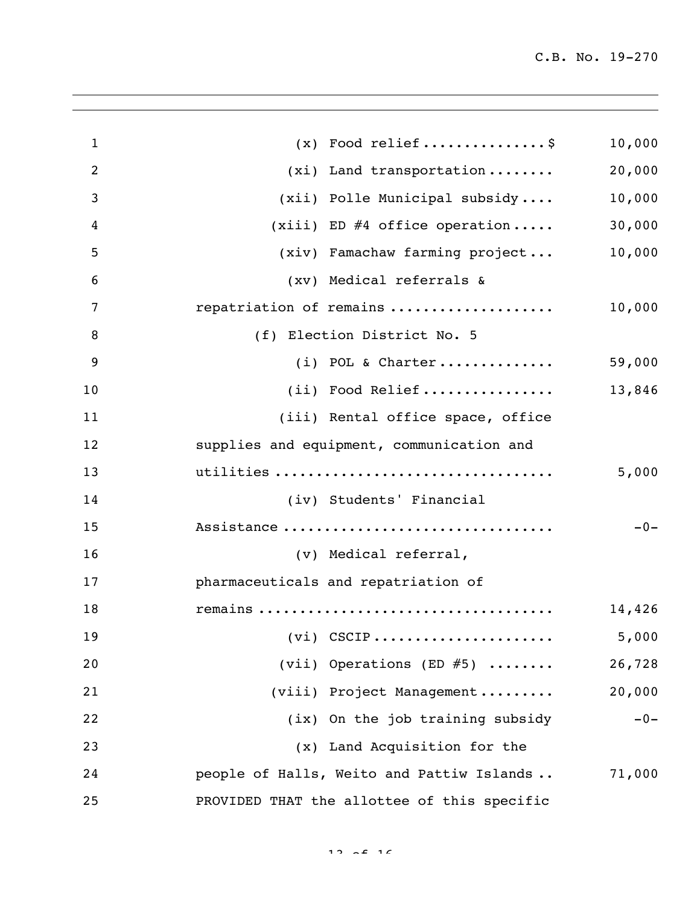(x) Food relief ............... $ 10,000

(xi) Land transportation ........ 20,000

(xii) Polle Municipal subsidy .... 10,000

(xiii) ED #4 office operation ..... 30,000

(xiv) Famachaw farming project ... 10,000

(xv) Medical referrals & repatriation of remains ................... 10,000

(f) Election District No. 5

(i) POL & Charter .............. 59,000

(ii) Food Relief ................ 13,846

(iii) Rental office space, office supplies and equipment, communication and utilities ................................. 5,000

(iv) Students' Financial Assistance ................................ -0-

(v) Medical referral, pharmaceuticals and repatriation of remains ................................... 14,426

(vi) CSCIP ..................... 5,000

(vii) Operations (ED #5) ........ 26,728

(viii) Project Management ......... 20,000

(ix) On the job training subsidy -0-

(x) Land Acquisition for the people of Halls, Weito and Pattiw Islands .. 71,000

PROVIDED THAT the allottee of this specific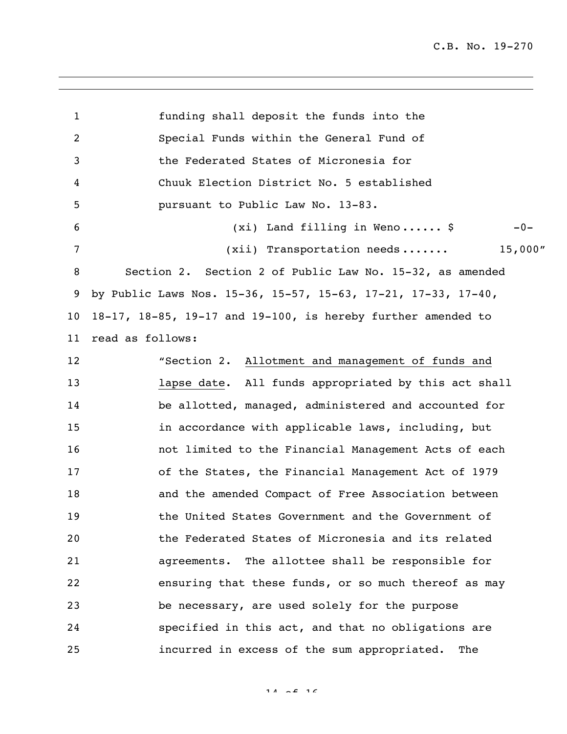funding shall deposit the funds into the Special Funds within the General Fund of the Federated States of Micronesia for Chuuk Election District No. 5 established pursuant to Public Law No. 13-83.

(xi) Land filling in Weno...... $ -0-

(xii) Transportation needs....... 15,000"

Section 2. Section 2 of Public Law No. 15-32, as amended by Public Laws Nos. 15-36, 15-57, 15-63, 17-21, 17-33, 17-40, 18-17, 18-85, 19-17 and 19-100, is hereby further amended to read as follows:

"Section 2. Allotment and management of funds and lapse date. All funds appropriated by this act shall be allotted, managed, administered and accounted for in accordance with applicable laws, including, but not limited to the Financial Management Acts of each of the States, the Financial Management Act of 1979 and the amended Compact of Free Association between the United States Government and the Government of the Federated States of Micronesia and its related agreements. The allottee shall be responsible for ensuring that these funds, or so much thereof as may be necessary, are used solely for the purpose specified in this act, and that no obligations are incurred in excess of the sum appropriated. The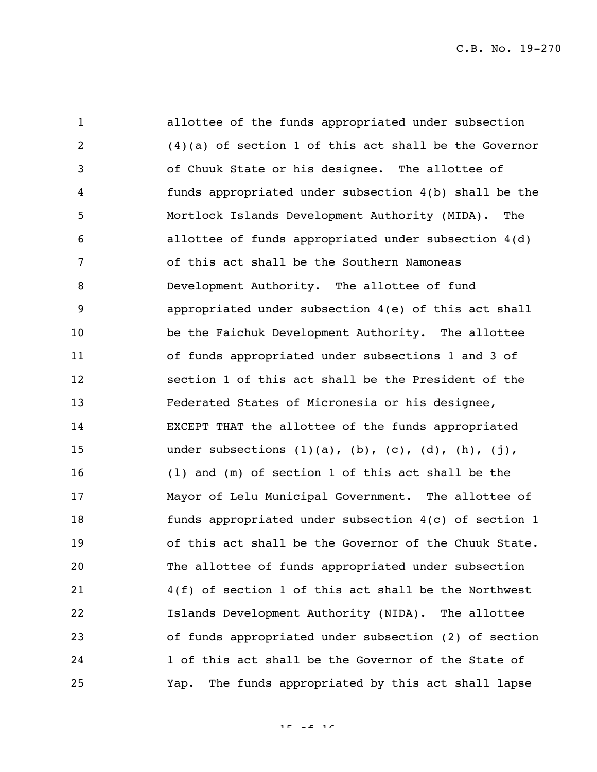allottee of the funds appropriated under subsection (4)(a) of section 1 of this act shall be the Governor of Chuuk State or his designee. The allottee of funds appropriated under subsection 4(b) shall be the Mortlock Islands Development Authority (MIDA). The allottee of funds appropriated under subsection 4(d) of this act shall be the Southern Namoneas Development Authority. The allottee of fund appropriated under subsection 4(e) of this act shall be the Faichuk Development Authority. The allottee of funds appropriated under subsections 1 and 3 of section 1 of this act shall be the President of the Federated States of Micronesia or his designee, EXCEPT THAT the allottee of the funds appropriated under subsections (1)(a), (b), (c), (d), (h), (j), (l) and (m) of section 1 of this act shall be the Mayor of Lelu Municipal Government. The allottee of funds appropriated under subsection 4(c) of section 1 of this act shall be the Governor of the Chuuk State. The allottee of funds appropriated under subsection 4(f) of section 1 of this act shall be the Northwest Islands Development Authority (NIDA). The allottee of funds appropriated under subsection (2) of section 1 of this act shall be the Governor of the State of Yap. The funds appropriated by this act shall lapse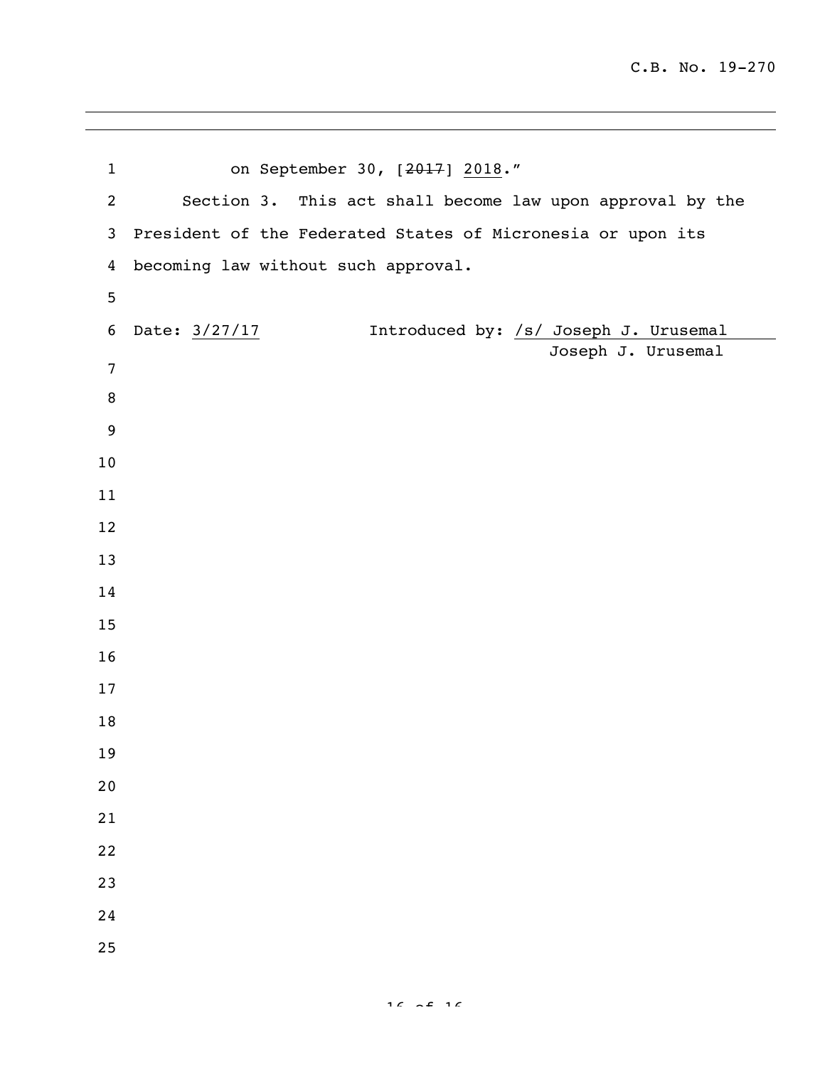on September 30, [~~2017~~] 2018."

Section 3. This act shall become law upon approval by the President of the Federated States of Micronesia or upon its becoming law without such approval.

Date: 3/27/17 Introduced by: /s/ Joseph J. Urusemal

Joseph J. Urusemal